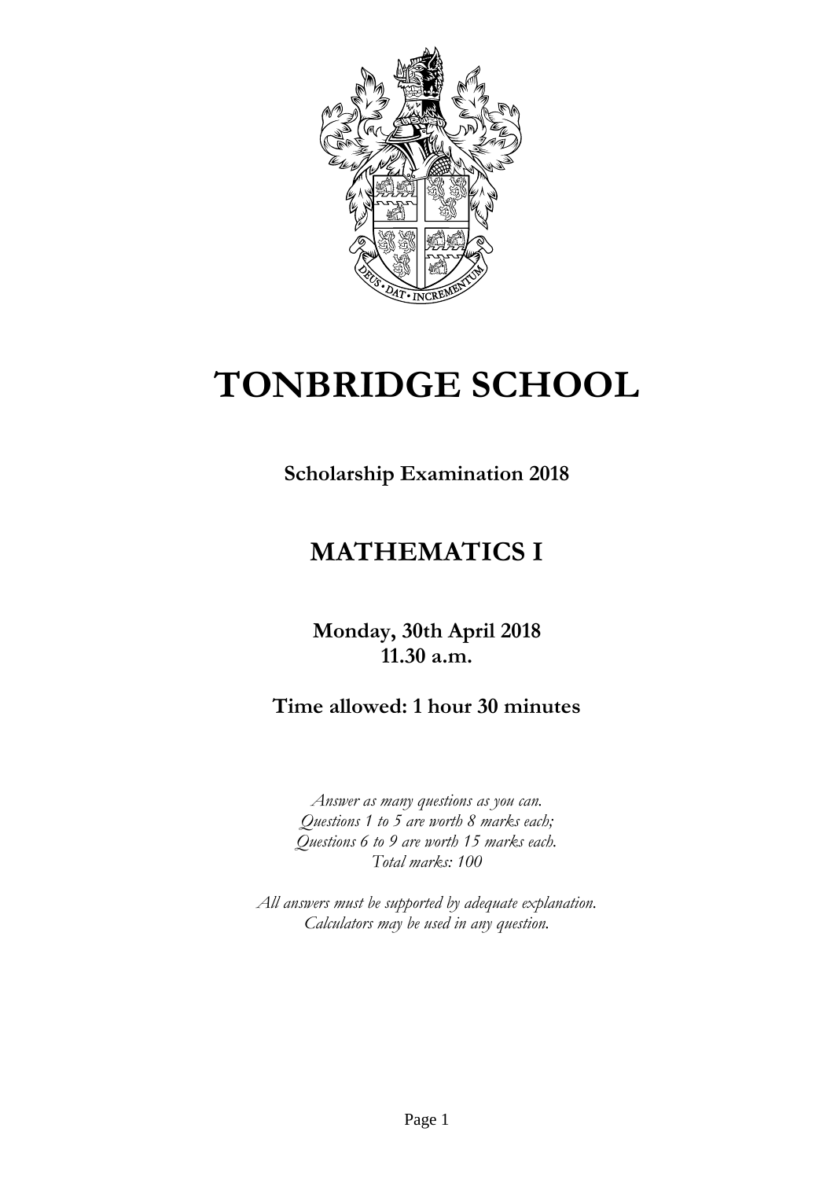# TONBRIDGE SCHOOL

**Scholarship Examination 2018**

## MATHEMATICS I

**Monday, 30th April 2018**
**11.30 a.m.**

**Time allowed: 1 hour 30 minutes**

*Answer as many questions as you can.*
*Questions 1 to 5 are worth 8 marks each;*
*Questions 6 to 9 are worth 15 marks each.*
*Total marks: 100*

*All answers must be supported by adequate explanation.*
*Calculators may be used in any question.*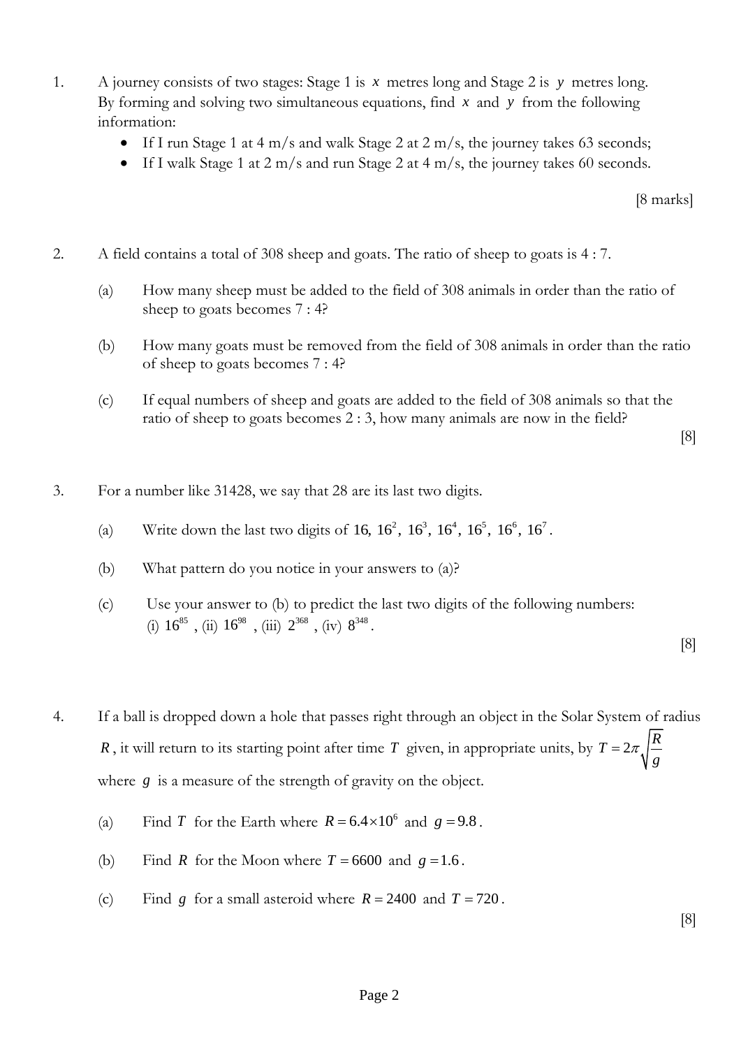1. A journey consists of two stages: Stage 1 is $x$ metres long and Stage 2 is $y$ metres long. By forming and solving two simultaneous equations, find $x$ and $y$ from the following information:

   - If I run Stage 1 at 4 m/s and walk Stage 2 at 2 m/s, the journey takes 63 seconds;
   - If I walk Stage 1 at 2 m/s and run Stage 2 at 4 m/s, the journey takes 60 seconds.

   [8 marks]

2. A field contains a total of 308 sheep and goats. The ratio of sheep to goats is 4 : 7.

   (a) How many sheep must be added to the field of 308 animals in order than the ratio of sheep to goats becomes 7 : 4?

   (b) How many goats must be removed from the field of 308 animals in order than the ratio of sheep to goats becomes 7 : 4?

   (c) If equal numbers of sheep and goats are added to the field of 308 animals so that the ratio of sheep to goats becomes 2 : 3, how many animals are now in the field?

   [8]

3. For a number like 31428, we say that 28 are its last two digits.

   (a) Write down the last two digits of $16, 16^2, 16^3, 16^4, 16^5, 16^6, 16^7$.

   (b) What pattern do you notice in your answers to (a)?

   (c) Use your answer to (b) to predict the last two digits of the following numbers: (i) $16^{85}$ , (ii) $16^{98}$ , (iii) $2^{368}$ , (iv) $8^{348}$ .

   [8]

4. If a ball is dropped down a hole that passes right through an object in the Solar System of radius $R$, it will return to its starting point after time $T$ given, in appropriate units, by $T = 2\pi\sqrt{\frac{R}{g}}$ where $g$ is a measure of the strength of gravity on the object.

   (a) Find $T$ for the Earth where $R = 6.4 \times 10^6$ and $g = 9.8$.

   (b) Find $R$ for the Moon where $T = 6600$ and $g = 1.6$.

   (c) Find $g$ for a small asteroid where $R = 2400$ and $T = 720$.

   [8]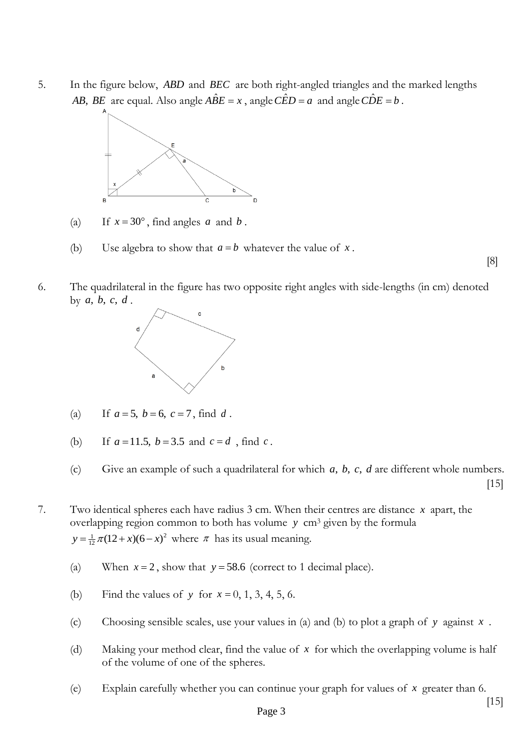5. In the figure below, $ABD$ and $BEC$ are both right-angled triangles and the marked lengths $AB$, $BE$ are equal. Also angle $A\hat{B}E = x$, angle $C\hat{E}D = a$ and angle $C\hat{D}E = b$.

   (a) If $x = 30°$, find angles $a$ and $b$.

   (b) Use algebra to show that $a = b$ whatever the value of $x$.

[8]

6. The quadrilateral in the figure has two opposite right angles with side-lengths (in cm) denoted by $a, b, c, d$.

   (a) If $a = 5, b = 6, c = 7$, find $d$.

   (b) If $a = 11.5, b = 3.5$ and $c = d$, find $c$.

   (c) Give an example of such a quadrilateral for which $a, b, c, d$ are different whole numbers.

[15]

7. Two identical spheres each have radius 3 cm. When their centres are distance $x$ apart, the overlapping region common to both has volume $y$ cm³ given by the formula $y = \frac{1}{12}\pi(12 + x)(6 - x)^2$ where $\pi$ has its usual meaning.

   (a) When $x = 2$, show that $y = 58.6$ (correct to 1 decimal place).

   (b) Find the values of $y$ for $x = 0, 1, 3, 4, 5, 6$.

   (c) Choosing sensible scales, use your values in (a) and (b) to plot a graph of $y$ against $x$.

   (d) Making your method clear, find the value of $x$ for which the overlapping volume is half of the volume of one of the spheres.

   (e) Explain carefully whether you can continue your graph for values of $x$ greater than 6.

[15]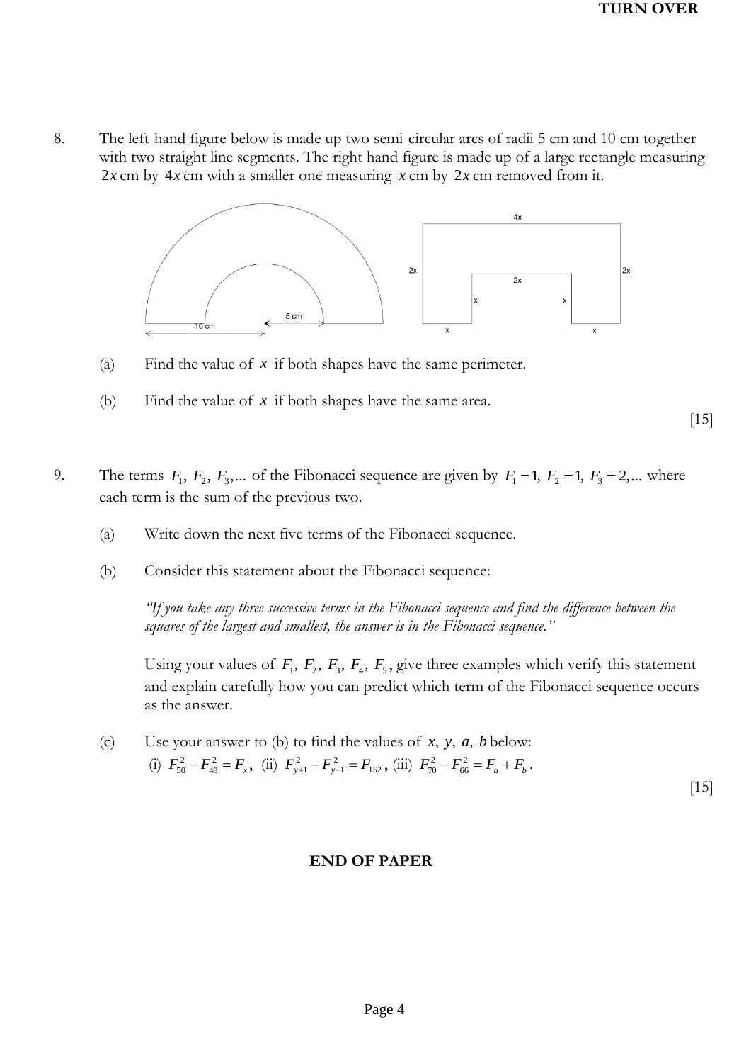8. The left-hand figure below is made up two semi-circular arcs of radii 5 cm and 10 cm together with two straight line segments. The right hand figure is made up of a large rectangle measuring $2x$ cm by $4x$ cm with a smaller one measuring $x$ cm by $2x$ cm removed from it.

10 cm

5 cm

4x

2x

2x

2x

x

x

x

x

(a) Find the value of $x$ if both shapes have the same perimeter.

(b) Find the value of $x$ if both shapes have the same area.

[15]

9. The terms $F_1,\ F_2,\ F_3,...$ of the Fibonacci sequence are given by $F_1 = 1,\ F_2 = 1,\ F_3 = 2,...$ where each term is the sum of the previous two.

(a) Write down the next five terms of the Fibonacci sequence.

(b) Consider this statement about the Fibonacci sequence:

*"If you take any three successive terms in the Fibonacci sequence and find the difference between the squares of the largest and smallest, the answer is in the Fibonacci sequence."*

Using your values of $F_1,\ F_2,\ F_3,\ F_4,\ F_5$, give three examples which verify this statement and explain carefully how you can predict which term of the Fibonacci sequence occurs as the answer.

(c) Use your answer to (b) to find the values of $x,\ y,\ a,\ b$ below:
(i) $F_{50}^2 - F_{48}^2 = F_x$, (ii) $F_{y+1}^2 - F_{y-1}^2 = F_{152}$, (iii) $F_{70}^2 - F_{66}^2 = F_a + F_b$.

[15]

**END OF PAPER**